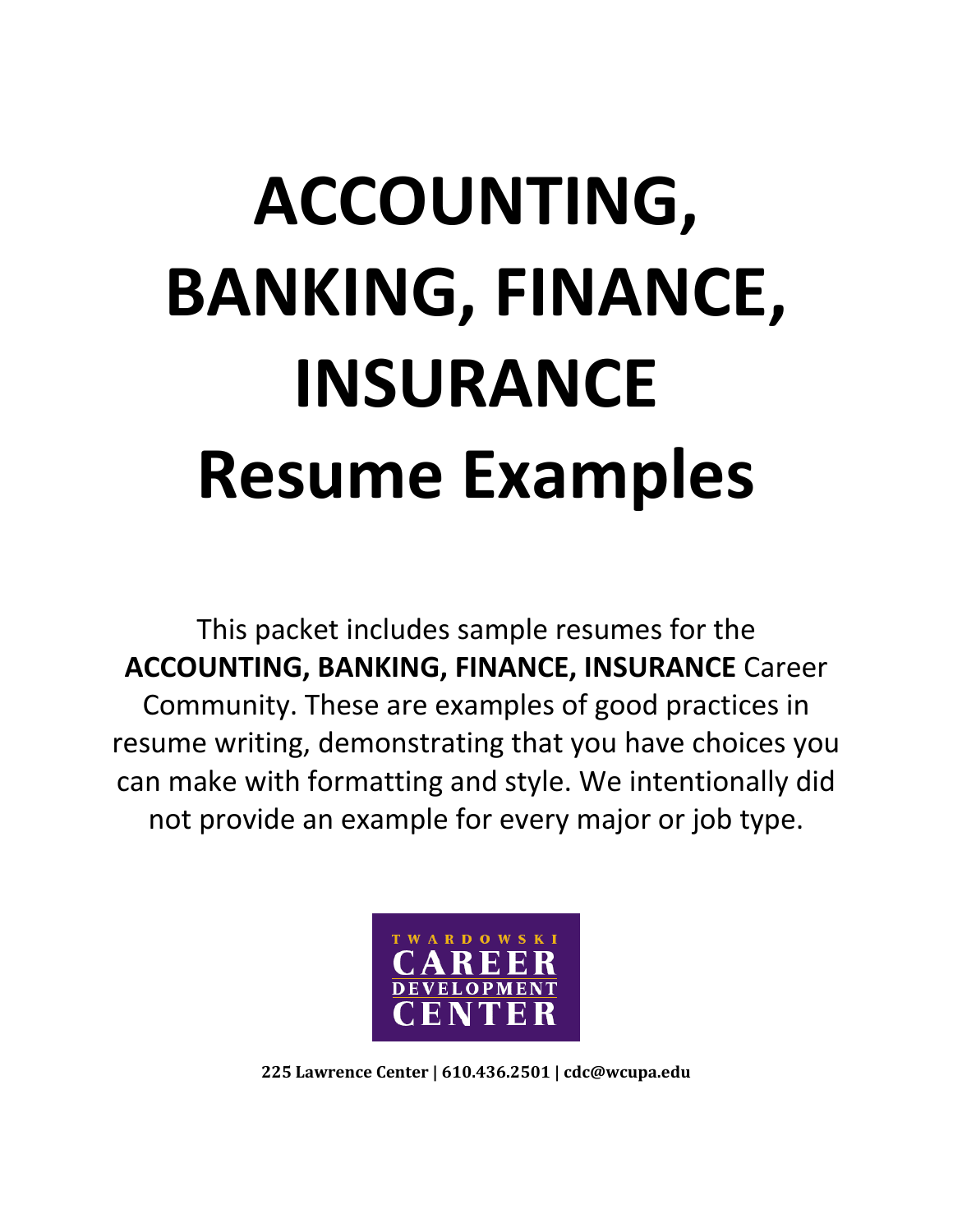# ACCOUNTING, BANKING, FINANCE, INSURANCE Resume Examples

This packet includes sample resumes for the **ACCOUNTING, BANKING, FINANCE, INSURANCE** Career Community. These are examples of good practices in resume writing, demonstrating that you have choices you can make with formatting and style. We intentionally did not provide an example for every major or job type.

TWARDOWSKI CAREER DEVELOPMENT CENTER

**225 Lawrence Center | 610.436.2501 | cdc@wcupa.edu**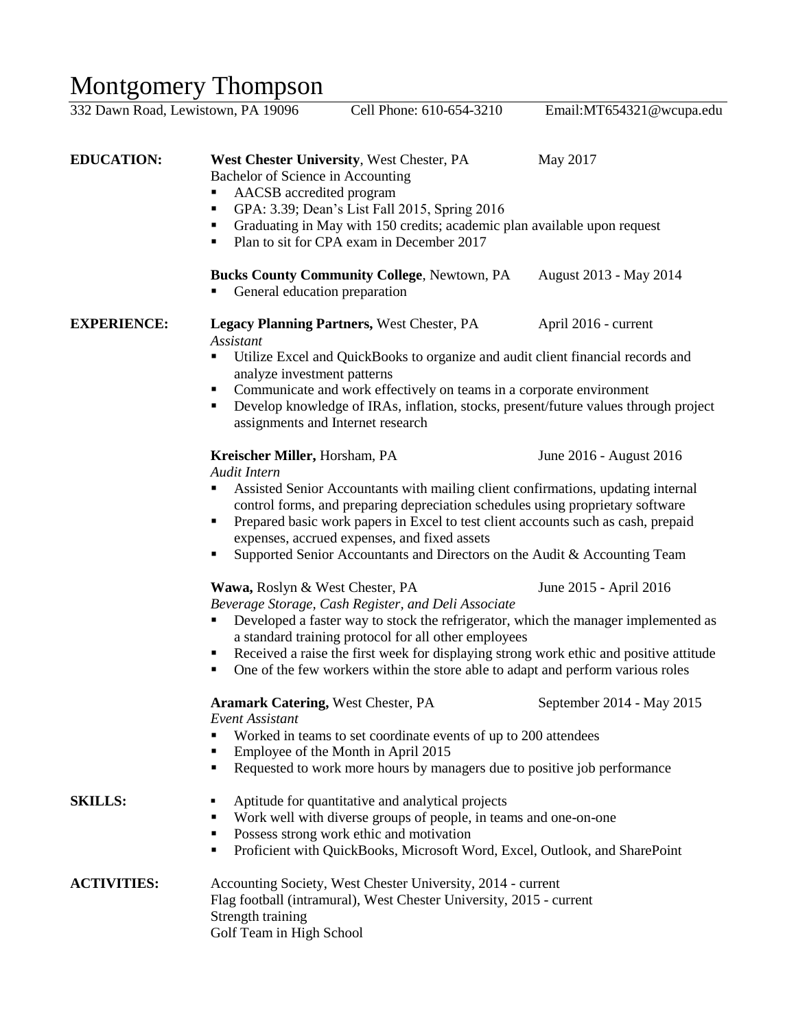# Montgomery Thompson

332 Dawn Road, Lewistown, PA 19096 Cell Phone: 610-654-3210 Email:MT654321@wcupa.edu

## EDUCATION:

**West Chester University**, West Chester, PA — May 2017
Bachelor of Science in Accounting
- AACSB accredited program
- GPA: 3.39; Dean's List Fall 2015, Spring 2016
- Graduating in May with 150 credits; academic plan available upon request
- Plan to sit for CPA exam in December 2017

**Bucks County Community College**, Newtown, PA — August 2013 - May 2014
- General education preparation

## EXPERIENCE:

**Legacy Planning Partners,** West Chester, PA — April 2016 - current
*Assistant*
- Utilize Excel and QuickBooks to organize and audit client financial records and analyze investment patterns
- Communicate and work effectively on teams in a corporate environment
- Develop knowledge of IRAs, inflation, stocks, present/future values through project assignments and Internet research

**Kreischer Miller,** Horsham, PA — June 2016 - August 2016
*Audit Intern*
- Assisted Senior Accountants with mailing client confirmations, updating internal control forms, and preparing depreciation schedules using proprietary software
- Prepared basic work papers in Excel to test client accounts such as cash, prepaid expenses, accrued expenses, and fixed assets
- Supported Senior Accountants and Directors on the Audit & Accounting Team

**Wawa,** Roslyn & West Chester, PA — June 2015 - April 2016
*Beverage Storage, Cash Register, and Deli Associate*
- Developed a faster way to stock the refrigerator, which the manager implemented as a standard training protocol for all other employees
- Received a raise the first week for displaying strong work ethic and positive attitude
- One of the few workers within the store able to adapt and perform various roles

**Aramark Catering,** West Chester, PA — September 2014 - May 2015
*Event Assistant*
- Worked in teams to set coordinate events of up to 200 attendees
- Employee of the Month in April 2015
- Requested to work more hours by managers due to positive job performance

## SKILLS:

- Aptitude for quantitative and analytical projects
- Work well with diverse groups of people, in teams and one-on-one
- Possess strong work ethic and motivation
- Proficient with QuickBooks, Microsoft Word, Excel, Outlook, and SharePoint

## ACTIVITIES:

Accounting Society, West Chester University, 2014 - current
Flag football (intramural), West Chester University, 2015 - current
Strength training
Golf Team in High School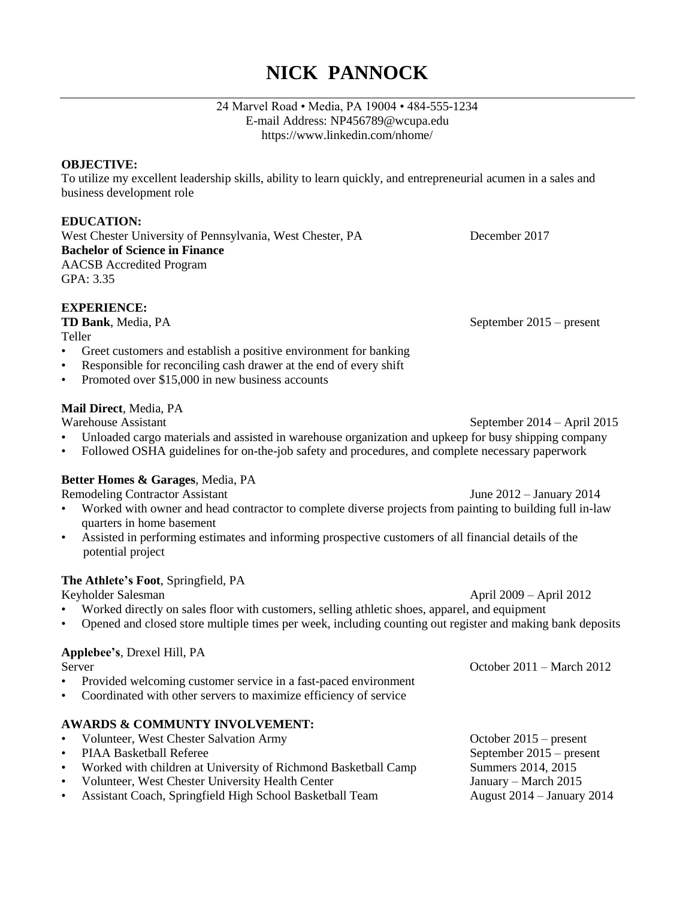# NICK PANNOCK

24 Marvel Road • Media, PA 19004 • 484-555-1234
E-mail Address: NP456789@wcupa.edu
https://www.linkedin.com/nhome/

**OBJECTIVE:**
To utilize my excellent leadership skills, ability to learn quickly, and entrepreneurial acumen in a sales and business development role

**EDUCATION:**
West Chester University of Pennsylvania, West Chester, PA — December 2017
**Bachelor of Science in Finance**
AACSB Accredited Program
GPA: 3.35

**EXPERIENCE:**

**TD Bank**, Media, PA — September 2015 – present
Teller

- Greet customers and establish a positive environment for banking
- Responsible for reconciling cash drawer at the end of every shift
- Promoted over $15,000 in new business accounts

**Mail Direct**, Media, PA
Warehouse Assistant — September 2014 – April 2015

- Unloaded cargo materials and assisted in warehouse organization and upkeep for busy shipping company
- Followed OSHA guidelines for on-the-job safety and procedures, and complete necessary paperwork

**Better Homes & Garages**, Media, PA
Remodeling Contractor Assistant — June 2012 – January 2014

- Worked with owner and head contractor to complete diverse projects from painting to building full in-law quarters in home basement
- Assisted in performing estimates and informing prospective customers of all financial details of the potential project

**The Athlete's Foot**, Springfield, PA
Keyholder Salesman — April 2009 – April 2012

- Worked directly on sales floor with customers, selling athletic shoes, apparel, and equipment
- Opened and closed store multiple times per week, including counting out register and making bank deposits

**Applebee's**, Drexel Hill, PA
Server — October 2011 – March 2012

- Provided welcoming customer service in a fast-paced environment
- Coordinated with other servers to maximize efficiency of service

**AWARDS & COMMUNTY INVOLVEMENT:**

- Volunteer, West Chester Salvation Army — October 2015 – present
- PIAA Basketball Referee — September 2015 – present
- Worked with children at University of Richmond Basketball Camp — Summers 2014, 2015
- Volunteer, West Chester University Health Center — January – March 2015
- Assistant Coach, Springfield High School Basketball Team — August 2014 – January 2014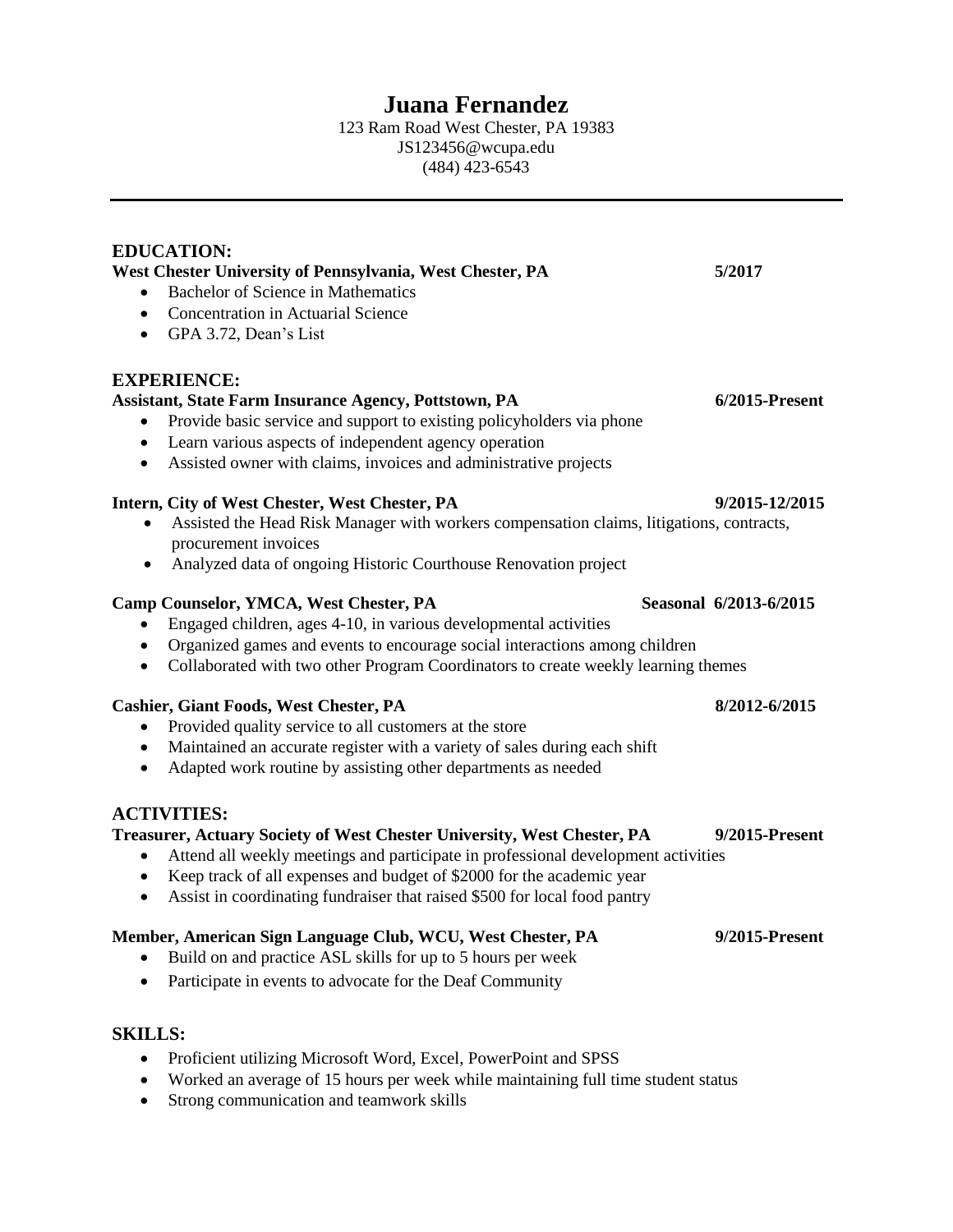# Juana Fernandez

123 Ram Road West Chester, PA 19383
JS123456@wcupa.edu
(484) 423-6543

---

## EDUCATION:

**West Chester University of Pennsylvania, West Chester, PA** **5/2017**

- Bachelor of Science in Mathematics
- Concentration in Actuarial Science
- GPA 3.72, Dean's List

## EXPERIENCE:

**Assistant, State Farm Insurance Agency, Pottstown, PA** **6/2015-Present**

- Provide basic service and support to existing policyholders via phone
- Learn various aspects of independent agency operation
- Assisted owner with claims, invoices and administrative projects

**Intern, City of West Chester, West Chester, PA** **9/2015-12/2015**

- Assisted the Head Risk Manager with workers compensation claims, litigations, contracts, procurement invoices
- Analyzed data of ongoing Historic Courthouse Renovation project

**Camp Counselor, YMCA, West Chester, PA** **Seasonal 6/2013-6/2015**

- Engaged children, ages 4-10, in various developmental activities
- Organized games and events to encourage social interactions among children
- Collaborated with two other Program Coordinators to create weekly learning themes

**Cashier, Giant Foods, West Chester, PA** **8/2012-6/2015**

- Provided quality service to all customers at the store
- Maintained an accurate register with a variety of sales during each shift
- Adapted work routine by assisting other departments as needed

## ACTIVITIES:

**Treasurer, Actuary Society of West Chester University, West Chester, PA** **9/2015-Present**

- Attend all weekly meetings and participate in professional development activities
- Keep track of all expenses and budget of $2000 for the academic year
- Assist in coordinating fundraiser that raised $500 for local food pantry

**Member, American Sign Language Club, WCU, West Chester, PA** **9/2015-Present**

- Build on and practice ASL skills for up to 5 hours per week
- Participate in events to advocate for the Deaf Community

## SKILLS:

- Proficient utilizing Microsoft Word, Excel, PowerPoint and SPSS
- Worked an average of 15 hours per week while maintaining full time student status
- Strong communication and teamwork skills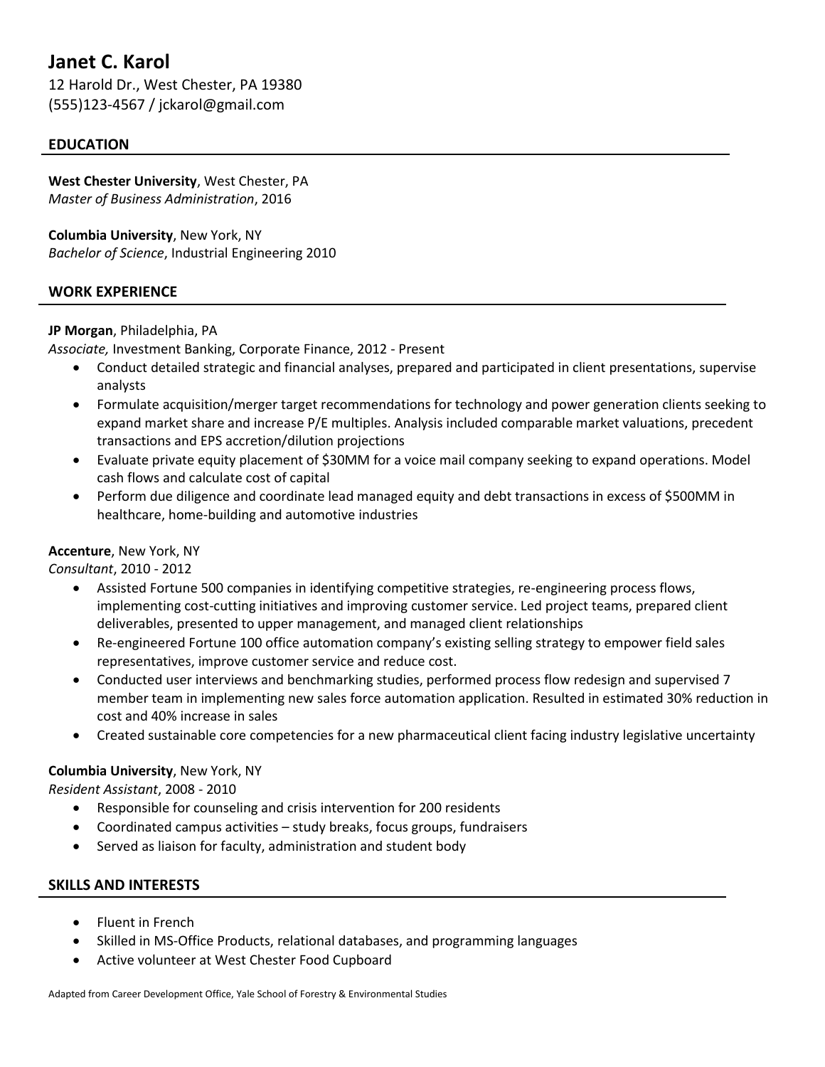# Janet C. Karol

12 Harold Dr., West Chester, PA 19380
(555)123-4567 / jckarol@gmail.com

## EDUCATION

**West Chester University**, West Chester, PA
*Master of Business Administration*, 2016

**Columbia University**, New York, NY
*Bachelor of Science*, Industrial Engineering 2010

## WORK EXPERIENCE

**JP Morgan**, Philadelphia, PA
*Associate,* Investment Banking, Corporate Finance, 2012 - Present

- Conduct detailed strategic and financial analyses, prepared and participated in client presentations, supervise analysts
- Formulate acquisition/merger target recommendations for technology and power generation clients seeking to expand market share and increase P/E multiples. Analysis included comparable market valuations, precedent transactions and EPS accretion/dilution projections
- Evaluate private equity placement of $30MM for a voice mail company seeking to expand operations. Model cash flows and calculate cost of capital
- Perform due diligence and coordinate lead managed equity and debt transactions in excess of $500MM in healthcare, home-building and automotive industries

**Accenture**, New York, NY
*Consultant*, 2010 - 2012

- Assisted Fortune 500 companies in identifying competitive strategies, re-engineering process flows, implementing cost-cutting initiatives and improving customer service. Led project teams, prepared client deliverables, presented to upper management, and managed client relationships
- Re-engineered Fortune 100 office automation company's existing selling strategy to empower field sales representatives, improve customer service and reduce cost.
- Conducted user interviews and benchmarking studies, performed process flow redesign and supervised 7 member team in implementing new sales force automation application. Resulted in estimated 30% reduction in cost and 40% increase in sales
- Created sustainable core competencies for a new pharmaceutical client facing industry legislative uncertainty

**Columbia University**, New York, NY
*Resident Assistant*, 2008 - 2010

- Responsible for counseling and crisis intervention for 200 residents
- Coordinated campus activities – study breaks, focus groups, fundraisers
- Served as liaison for faculty, administration and student body

## SKILLS AND INTERESTS

- Fluent in French
- Skilled in MS-Office Products, relational databases, and programming languages
- Active volunteer at West Chester Food Cupboard

Adapted from Career Development Office, Yale School of Forestry & Environmental Studies